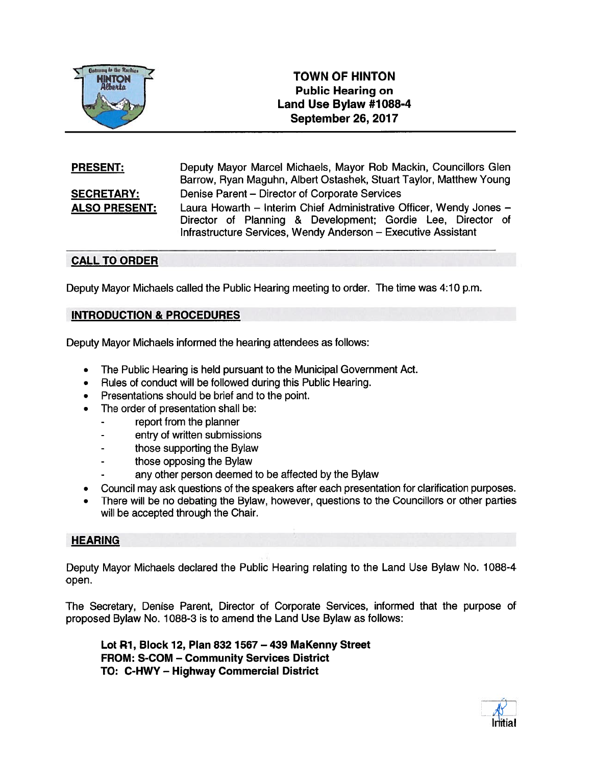# TOWN OF HINTON
## Public Hearing on Land Use Bylaw #1088-4
## September 26, 2017

| | |
|---|---|
| **PRESENT:** | Deputy Mayor Marcel Michaels, Mayor Rob Mackin, Councillors Glen Barrow, Ryan Maguhn, Albert Ostashek, Stuart Taylor, Matthew Young |
| **SECRETARY:** | Denise Parent – Director of Corporate Services |
| **ALSO PRESENT:** | Laura Howarth – Interim Chief Administrative Officer, Wendy Jones – Director of Planning & Development; Gordie Lee, Director of Infrastructure Services, Wendy Anderson – Executive Assistant |

## CALL TO ORDER

Deputy Mayor Michaels called the Public Hearing meeting to order. The time was 4:10 p.m.

## INTRODUCTION & PROCEDURES

Deputy Mayor Michaels informed the hearing attendees as follows:

- The Public Hearing is held pursuant to the Municipal Government Act.
- Rules of conduct will be followed during this Public Hearing.
- Presentations should be brief and to the point.
- The order of presentation shall be:
  - report from the planner
  - entry of written submissions
  - those supporting the Bylaw
  - those opposing the Bylaw
  - any other person deemed to be affected by the Bylaw
- Council may ask questions of the speakers after each presentation for clarification purposes.
- There will be no debating the Bylaw, however, questions to the Councillors or other parties will be accepted through the Chair.

## HEARING

Deputy Mayor Michaels declared the Public Hearing relating to the Land Use Bylaw No. 1088-4 open.

The Secretary, Denise Parent, Director of Corporate Services, informed that the purpose of proposed Bylaw No. 1088-3 is to amend the Land Use Bylaw as follows:

**Lot R1, Block 12, Plan 832 1567 – 439 MaKenny Street**
**FROM: S-COM – Community Services District**
**TO: C-HWY – Highway Commercial District**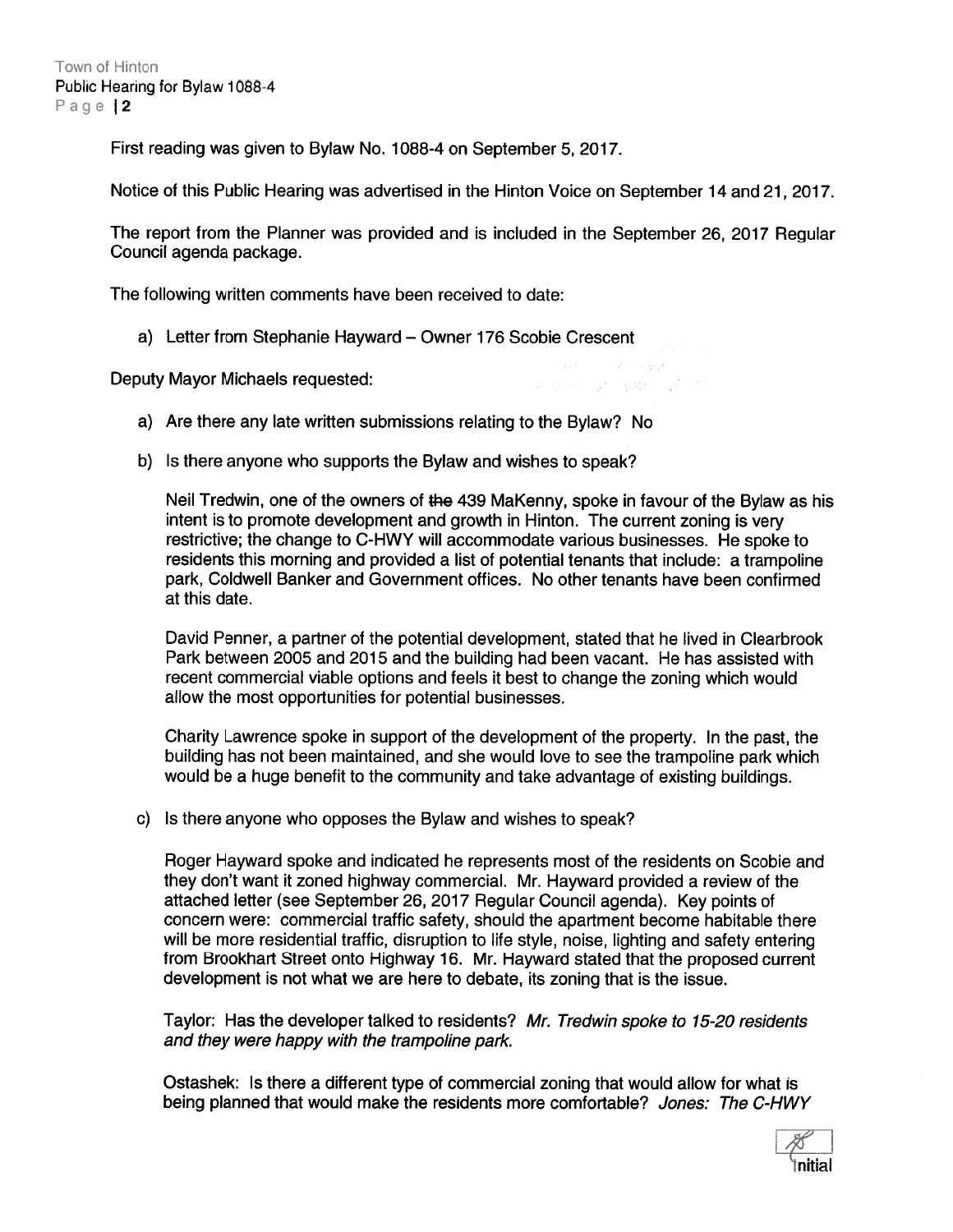First reading was given to Bylaw No. 1088-4 on September 5, 2017.

Notice of this Public Hearing was advertised in the Hinton Voice on September 14 and 21, 2017.

The report from the Planner was provided and is included in the September 26, 2017 Regular Council agenda package.

The following written comments have been received to date:

a) Letter from Stephanie Hayward – Owner 176 Scobie Crescent

Deputy Mayor Michaels requested:

a) Are there any late written submissions relating to the Bylaw? No

b) Is there anyone who supports the Bylaw and wishes to speak?

Neil Tredwin, one of the owners of ~~the~~ 439 MaKenny, spoke in favour of the Bylaw as his intent is to promote development and growth in Hinton. The current zoning is very restrictive; the change to C-HWY will accommodate various businesses. He spoke to residents this morning and provided a list of potential tenants that include: a trampoline park, Coldwell Banker and Government offices. No other tenants have been confirmed at this date.

David Penner, a partner of the potential development, stated that he lived in Clearbrook Park between 2005 and 2015 and the building had been vacant. He has assisted with recent commercial viable options and feels it best to change the zoning which would allow the most opportunities for potential businesses.

Charity Lawrence spoke in support of the development of the property. In the past, the building has not been maintained, and she would love to see the trampoline park which would be a huge benefit to the community and take advantage of existing buildings.

c) Is there anyone who opposes the Bylaw and wishes to speak?

Roger Hayward spoke and indicated he represents most of the residents on Scobie and they don't want it zoned highway commercial. Mr. Hayward provided a review of the attached letter (see September 26, 2017 Regular Council agenda). Key points of concern were: commercial traffic safety, should the apartment become habitable there will be more residential traffic, disruption to life style, noise, lighting and safety entering from Brookhart Street onto Highway 16. Mr. Hayward stated that the proposed current development is not what we are here to debate, its zoning that is the issue.

Taylor: Has the developer talked to residents? *Mr. Tredwin spoke to 15-20 residents and they were happy with the trampoline park.*

Ostashek: Is there a different type of commercial zoning that would allow for what is being planned that would make the residents more comfortable? *Jones: The C-HWY*

Initial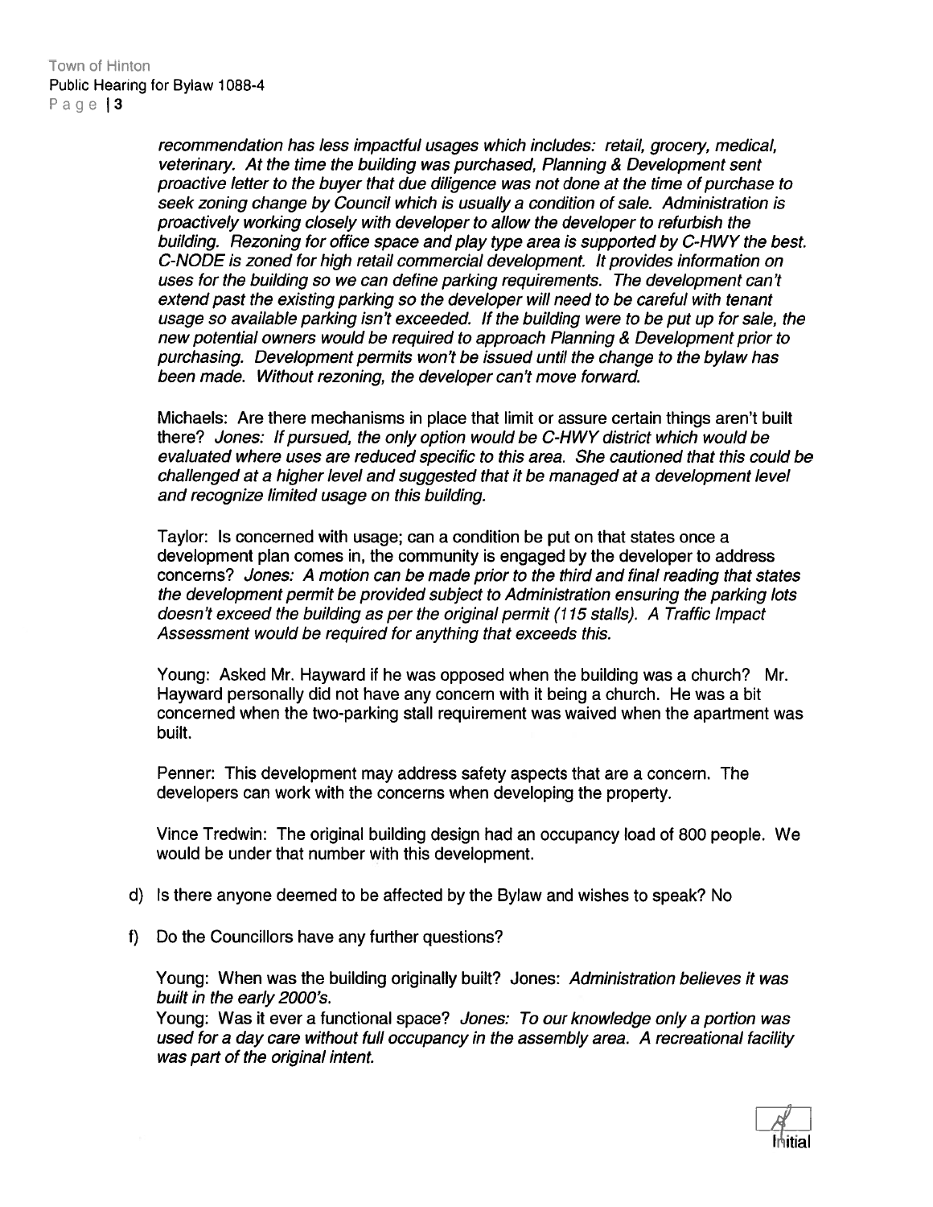*recommendation has less impactful usages which includes: retail, grocery, medical, veterinary. At the time the building was purchased, Planning & Development sent proactive letter to the buyer that due diligence was not done at the time of purchase to seek zoning change by Council which is usually a condition of sale. Administration is proactively working closely with developer to allow the developer to refurbish the building. Rezoning for office space and play type area is supported by C-HWY the best. C-NODE is zoned for high retail commercial development. It provides information on uses for the building so we can define parking requirements. The development can't extend past the existing parking so the developer will need to be careful with tenant usage so available parking isn't exceeded. If the building were to be put up for sale, the new potential owners would be required to approach Planning & Development prior to purchasing. Development permits won't be issued until the change to the bylaw has been made. Without rezoning, the developer can't move forward.*

Michaels: Are there mechanisms in place that limit or assure certain things aren't built there? *Jones: If pursued, the only option would be C-HWY district which would be evaluated where uses are reduced specific to this area. She cautioned that this could be challenged at a higher level and suggested that it be managed at a development level and recognize limited usage on this building.*

Taylor: Is concerned with usage; can a condition be put on that states once a development plan comes in, the community is engaged by the developer to address concerns? *Jones: A motion can be made prior to the third and final reading that states the development permit be provided subject to Administration ensuring the parking lots doesn't exceed the building as per the original permit (115 stalls). A Traffic Impact Assessment would be required for anything that exceeds this.*

Young: Asked Mr. Hayward if he was opposed when the building was a church? Mr. Hayward personally did not have any concern with it being a church. He was a bit concerned when the two-parking stall requirement was waived when the apartment was built.

Penner: This development may address safety aspects that are a concern. The developers can work with the concerns when developing the property.

Vince Tredwin: The original building design had an occupancy load of 800 people. We would be under that number with this development.

d) Is there anyone deemed to be affected by the Bylaw and wishes to speak? No

f) Do the Councillors have any further questions?

Young: When was the building originally built? Jones: *Administration believes it was built in the early 2000's.*
Young: Was it ever a functional space? *Jones: To our knowledge only a portion was used for a day care without full occupancy in the assembly area. A recreational facility was part of the original intent.*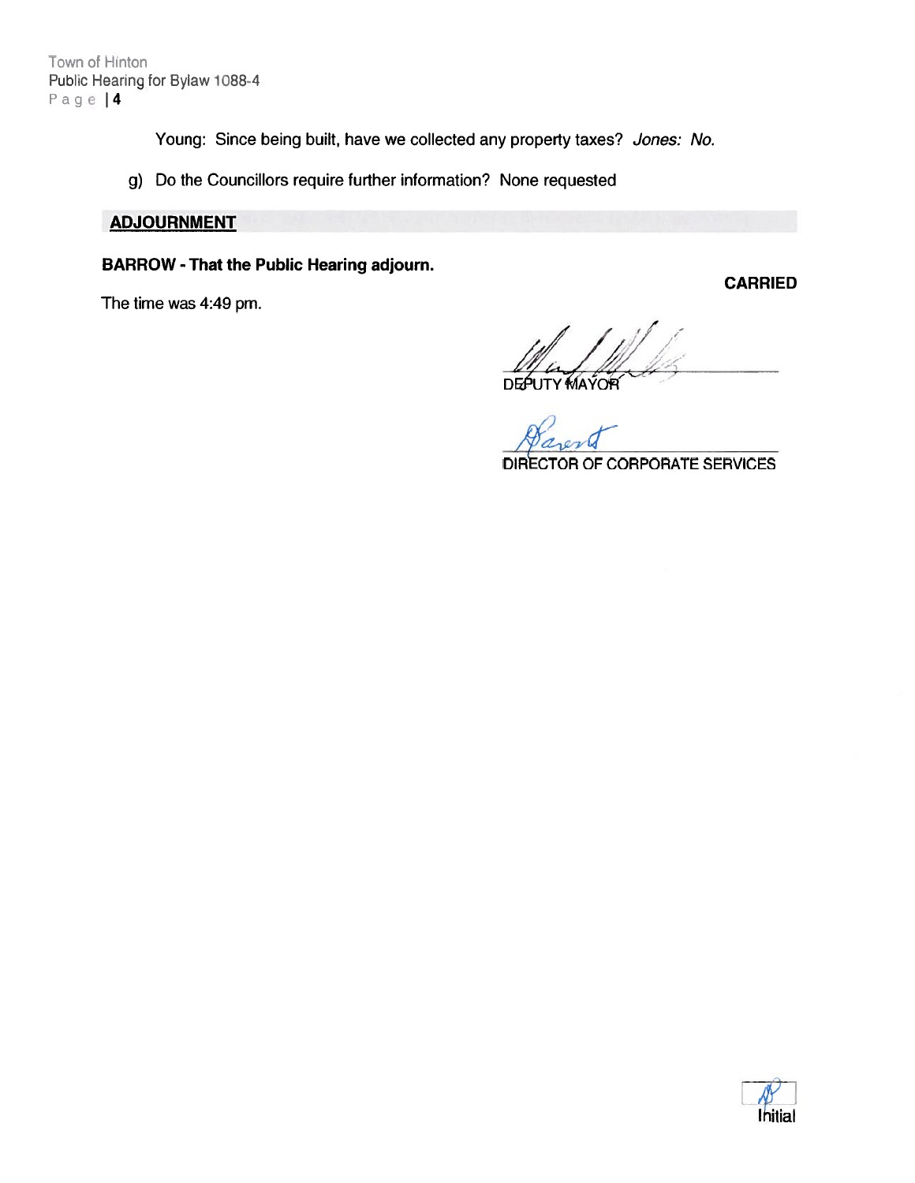Young: Since being built, have we collected any property taxes? *Jones: No.*

g) Do the Councillors require further information? None requested

## ADJOURNMENT

**BARROW - That the Public Hearing adjourn.**

**CARRIED**

The time was 4:49 pm.

DEPUTY MAYOR

DIRECTOR OF CORPORATE SERVICES

Initial